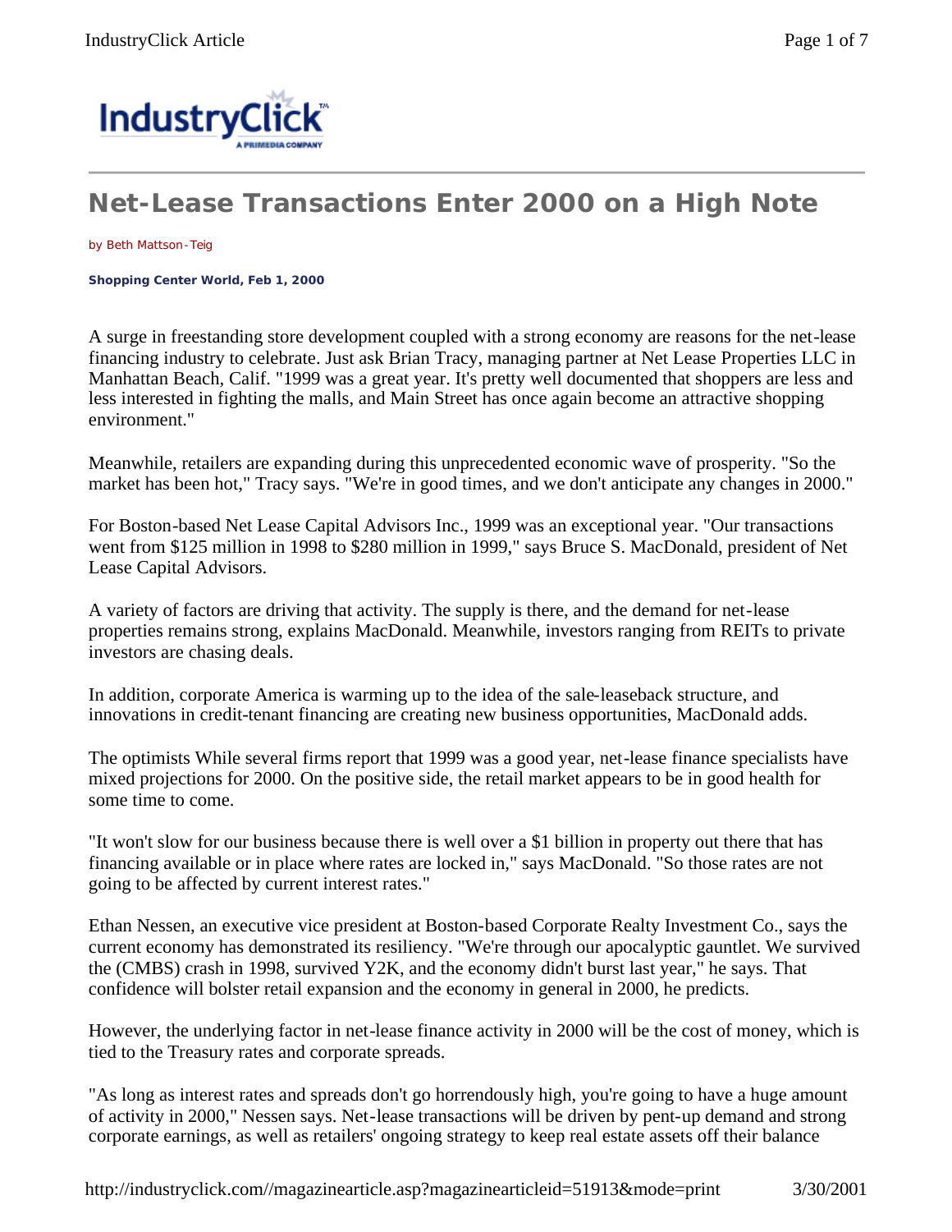# Net-Lease Transactions Enter 2000 on a High Note

by Beth Mattson-Teig

**Shopping Center World, Feb 1, 2000**

A surge in freestanding store development coupled with a strong economy are reasons for the net-lease financing industry to celebrate. Just ask Brian Tracy, managing partner at Net Lease Properties LLC in Manhattan Beach, Calif. "1999 was a great year. It's pretty well documented that shoppers are less and less interested in fighting the malls, and Main Street has once again become an attractive shopping environment."

Meanwhile, retailers are expanding during this unprecedented economic wave of prosperity. "So the market has been hot," Tracy says. "We're in good times, and we don't anticipate any changes in 2000."

For Boston-based Net Lease Capital Advisors Inc., 1999 was an exceptional year. "Our transactions went from $125 million in 1998 to $280 million in 1999," says Bruce S. MacDonald, president of Net Lease Capital Advisors.

A variety of factors are driving that activity. The supply is there, and the demand for net-lease properties remains strong, explains MacDonald. Meanwhile, investors ranging from REITs to private investors are chasing deals.

In addition, corporate America is warming up to the idea of the sale-leaseback structure, and innovations in credit-tenant financing are creating new business opportunities, MacDonald adds.

The optimists While several firms report that 1999 was a good year, net-lease finance specialists have mixed projections for 2000. On the positive side, the retail market appears to be in good health for some time to come.

"It won't slow for our business because there is well over a $1 billion in property out there that has financing available or in place where rates are locked in," says MacDonald. "So those rates are not going to be affected by current interest rates."

Ethan Nessen, an executive vice president at Boston-based Corporate Realty Investment Co., says the current economy has demonstrated its resiliency. "We're through our apocalyptic gauntlet. We survived the (CMBS) crash in 1998, survived Y2K, and the economy didn't burst last year," he says. That confidence will bolster retail expansion and the economy in general in 2000, he predicts.

However, the underlying factor in net-lease finance activity in 2000 will be the cost of money, which is tied to the Treasury rates and corporate spreads.

"As long as interest rates and spreads don't go horrendously high, you're going to have a huge amount of activity in 2000," Nessen says. Net-lease transactions will be driven by pent-up demand and strong corporate earnings, as well as retailers' ongoing strategy to keep real estate assets off their balance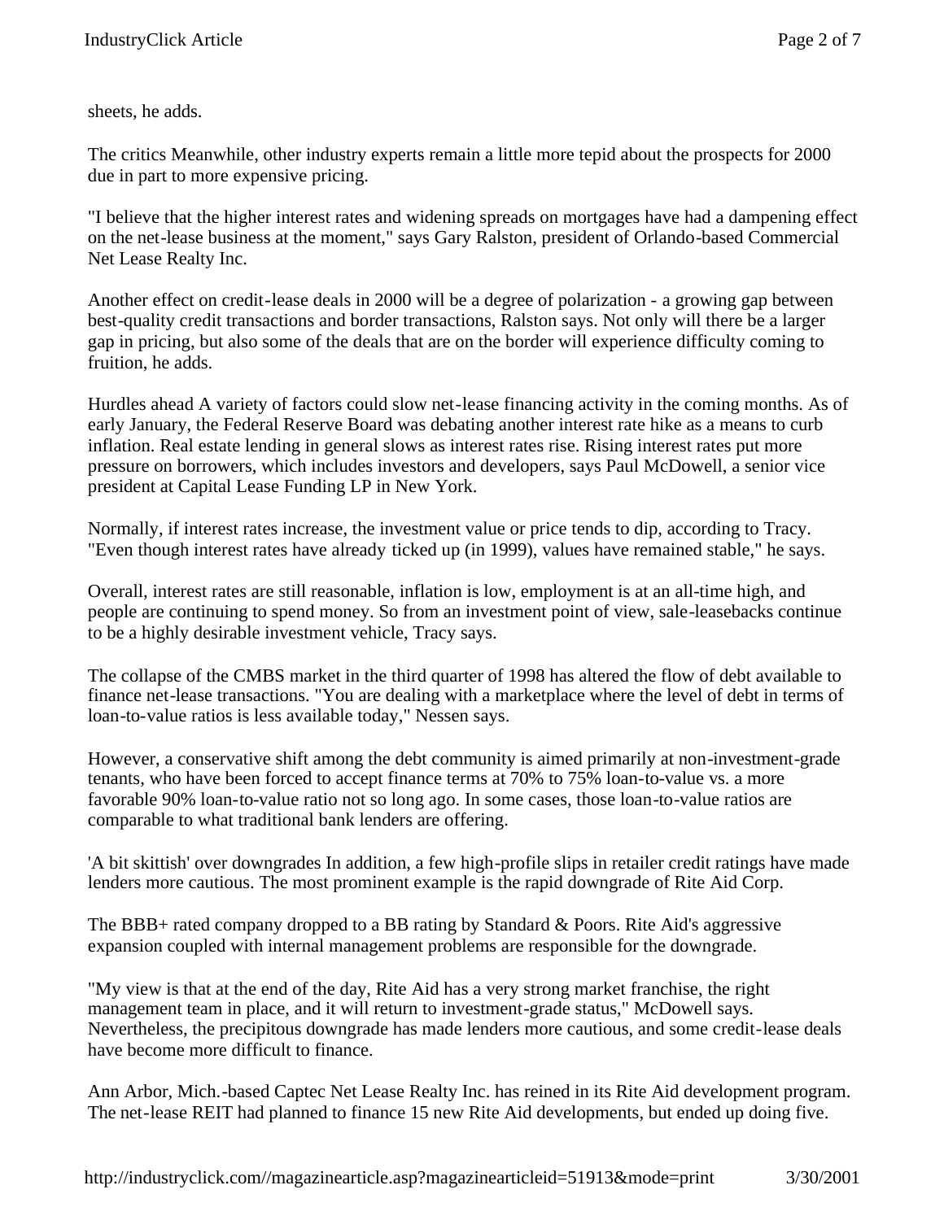sheets, he adds.

The critics Meanwhile, other industry experts remain a little more tepid about the prospects for 2000 due in part to more expensive pricing.

"I believe that the higher interest rates and widening spreads on mortgages have had a dampening effect on the net-lease business at the moment," says Gary Ralston, president of Orlando-based Commercial Net Lease Realty Inc.

Another effect on credit-lease deals in 2000 will be a degree of polarization - a growing gap between best-quality credit transactions and border transactions, Ralston says. Not only will there be a larger gap in pricing, but also some of the deals that are on the border will experience difficulty coming to fruition, he adds.

Hurdles ahead A variety of factors could slow net-lease financing activity in the coming months. As of early January, the Federal Reserve Board was debating another interest rate hike as a means to curb inflation. Real estate lending in general slows as interest rates rise. Rising interest rates put more pressure on borrowers, which includes investors and developers, says Paul McDowell, a senior vice president at Capital Lease Funding LP in New York.

Normally, if interest rates increase, the investment value or price tends to dip, according to Tracy. "Even though interest rates have already ticked up (in 1999), values have remained stable," he says.

Overall, interest rates are still reasonable, inflation is low, employment is at an all-time high, and people are continuing to spend money. So from an investment point of view, sale-leasebacks continue to be a highly desirable investment vehicle, Tracy says.

The collapse of the CMBS market in the third quarter of 1998 has altered the flow of debt available to finance net-lease transactions. "You are dealing with a marketplace where the level of debt in terms of loan-to-value ratios is less available today," Nessen says.

However, a conservative shift among the debt community is aimed primarily at non-investment-grade tenants, who have been forced to accept finance terms at 70% to 75% loan-to-value vs. a more favorable 90% loan-to-value ratio not so long ago. In some cases, those loan-to-value ratios are comparable to what traditional bank lenders are offering.

'A bit skittish' over downgrades In addition, a few high-profile slips in retailer credit ratings have made lenders more cautious. The most prominent example is the rapid downgrade of Rite Aid Corp.

The BBB+ rated company dropped to a BB rating by Standard & Poors. Rite Aid's aggressive expansion coupled with internal management problems are responsible for the downgrade.

"My view is that at the end of the day, Rite Aid has a very strong market franchise, the right management team in place, and it will return to investment-grade status," McDowell says. Nevertheless, the precipitous downgrade has made lenders more cautious, and some credit-lease deals have become more difficult to finance.

Ann Arbor, Mich.-based Captec Net Lease Realty Inc. has reined in its Rite Aid development program. The net-lease REIT had planned to finance 15 new Rite Aid developments, but ended up doing five.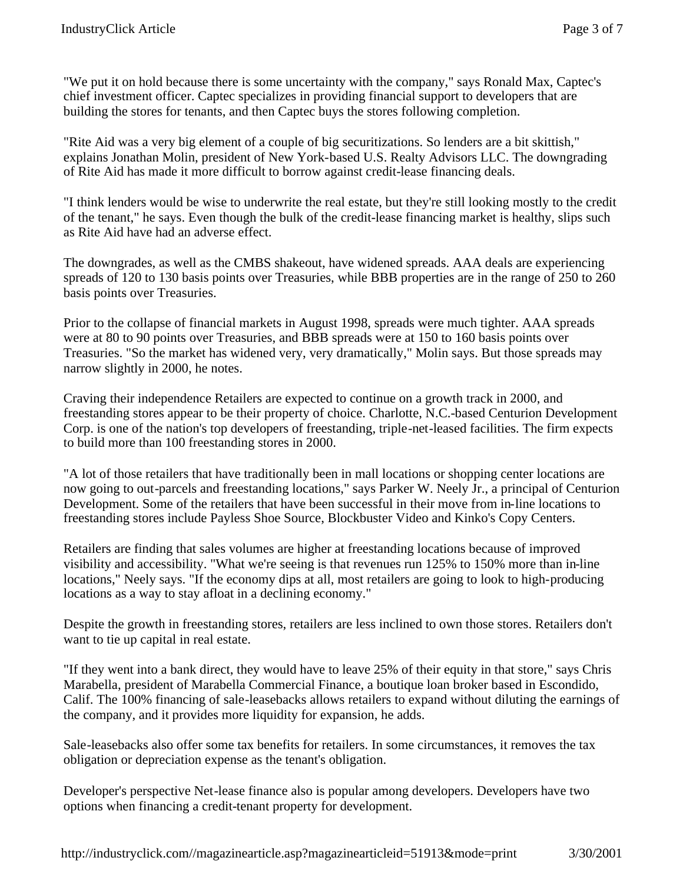"We put it on hold because there is some uncertainty with the company," says Ronald Max, Captec's chief investment officer. Captec specializes in providing financial support to developers that are building the stores for tenants, and then Captec buys the stores following completion.

"Rite Aid was a very big element of a couple of big securitizations. So lenders are a bit skittish," explains Jonathan Molin, president of New York-based U.S. Realty Advisors LLC. The downgrading of Rite Aid has made it more difficult to borrow against credit-lease financing deals.

"I think lenders would be wise to underwrite the real estate, but they're still looking mostly to the credit of the tenant," he says. Even though the bulk of the credit-lease financing market is healthy, slips such as Rite Aid have had an adverse effect.

The downgrades, as well as the CMBS shakeout, have widened spreads. AAA deals are experiencing spreads of 120 to 130 basis points over Treasuries, while BBB properties are in the range of 250 to 260 basis points over Treasuries.

Prior to the collapse of financial markets in August 1998, spreads were much tighter. AAA spreads were at 80 to 90 points over Treasuries, and BBB spreads were at 150 to 160 basis points over Treasuries. "So the market has widened very, very dramatically," Molin says. But those spreads may narrow slightly in 2000, he notes.

Craving their independence Retailers are expected to continue on a growth track in 2000, and freestanding stores appear to be their property of choice. Charlotte, N.C.-based Centurion Development Corp. is one of the nation's top developers of freestanding, triple-net-leased facilities. The firm expects to build more than 100 freestanding stores in 2000.

"A lot of those retailers that have traditionally been in mall locations or shopping center locations are now going to out-parcels and freestanding locations," says Parker W. Neely Jr., a principal of Centurion Development. Some of the retailers that have been successful in their move from in-line locations to freestanding stores include Payless Shoe Source, Blockbuster Video and Kinko's Copy Centers.

Retailers are finding that sales volumes are higher at freestanding locations because of improved visibility and accessibility. "What we're seeing is that revenues run 125% to 150% more than in-line locations," Neely says. "If the economy dips at all, most retailers are going to look to high-producing locations as a way to stay afloat in a declining economy."

Despite the growth in freestanding stores, retailers are less inclined to own those stores. Retailers don't want to tie up capital in real estate.

"If they went into a bank direct, they would have to leave 25% of their equity in that store," says Chris Marabella, president of Marabella Commercial Finance, a boutique loan broker based in Escondido, Calif. The 100% financing of sale-leasebacks allows retailers to expand without diluting the earnings of the company, and it provides more liquidity for expansion, he adds.

Sale-leasebacks also offer some tax benefits for retailers. In some circumstances, it removes the tax obligation or depreciation expense as the tenant's obligation.

Developer's perspective Net-lease finance also is popular among developers. Developers have two options when financing a credit-tenant property for development.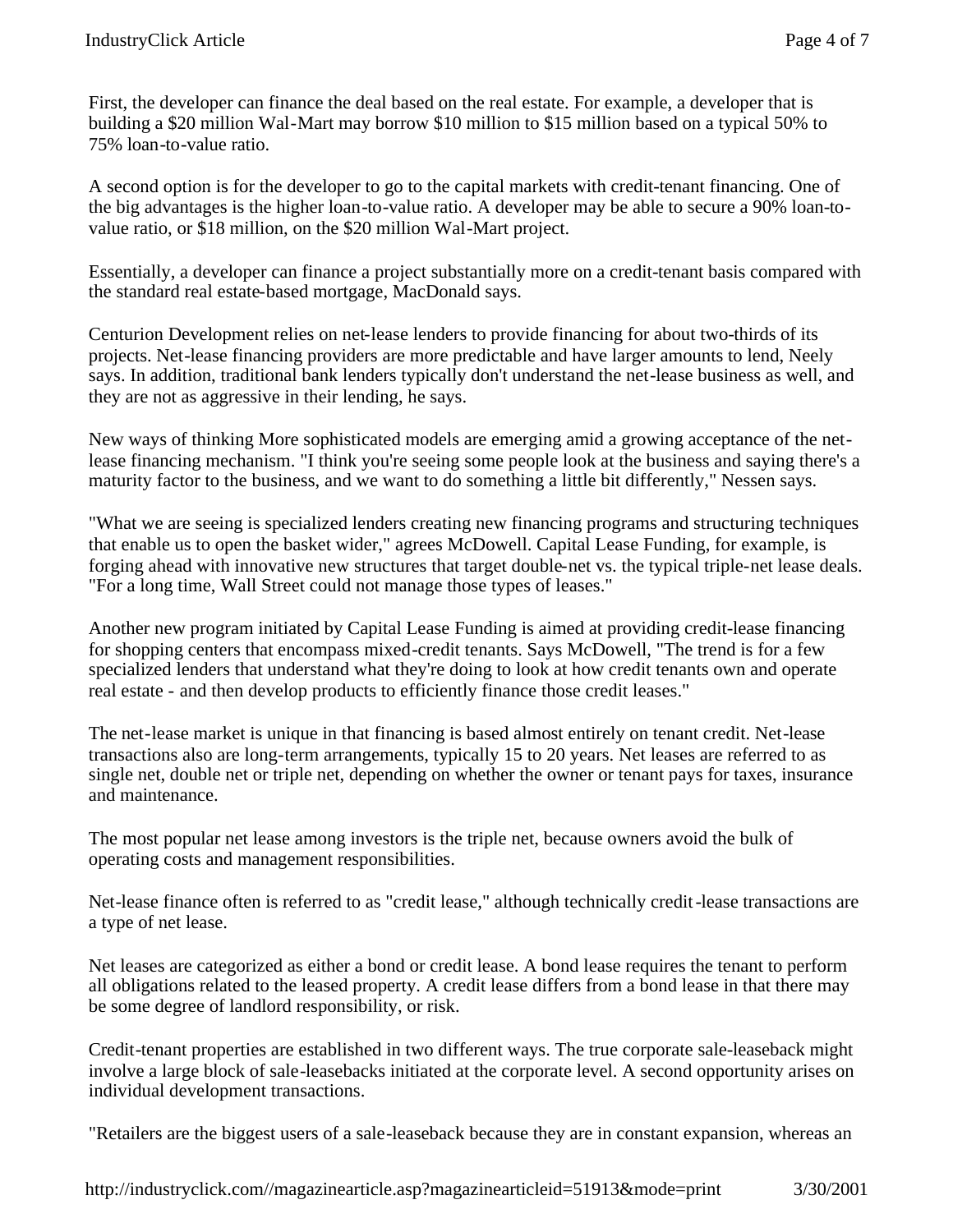First, the developer can finance the deal based on the real estate. For example, a developer that is building a $20 million Wal-Mart may borrow $10 million to $15 million based on a typical 50% to 75% loan-to-value ratio.

A second option is for the developer to go to the capital markets with credit-tenant financing. One of the big advantages is the higher loan-to-value ratio. A developer may be able to secure a 90% loan-to-value ratio, or $18 million, on the $20 million Wal-Mart project.

Essentially, a developer can finance a project substantially more on a credit-tenant basis compared with the standard real estate-based mortgage, MacDonald says.

Centurion Development relies on net-lease lenders to provide financing for about two-thirds of its projects. Net-lease financing providers are more predictable and have larger amounts to lend, Neely says. In addition, traditional bank lenders typically don't understand the net-lease business as well, and they are not as aggressive in their lending, he says.

New ways of thinking More sophisticated models are emerging amid a growing acceptance of the net-lease financing mechanism. "I think you're seeing some people look at the business and saying there's a maturity factor to the business, and we want to do something a little bit differently," Nessen says.

"What we are seeing is specialized lenders creating new financing programs and structuring techniques that enable us to open the basket wider," agrees McDowell. Capital Lease Funding, for example, is forging ahead with innovative new structures that target double-net vs. the typical triple-net lease deals. "For a long time, Wall Street could not manage those types of leases."

Another new program initiated by Capital Lease Funding is aimed at providing credit-lease financing for shopping centers that encompass mixed-credit tenants. Says McDowell, "The trend is for a few specialized lenders that understand what they're doing to look at how credit tenants own and operate real estate - and then develop products to efficiently finance those credit leases."

The net-lease market is unique in that financing is based almost entirely on tenant credit. Net-lease transactions also are long-term arrangements, typically 15 to 20 years. Net leases are referred to as single net, double net or triple net, depending on whether the owner or tenant pays for taxes, insurance and maintenance.

The most popular net lease among investors is the triple net, because owners avoid the bulk of operating costs and management responsibilities.

Net-lease finance often is referred to as "credit lease," although technically credit-lease transactions are a type of net lease.

Net leases are categorized as either a bond or credit lease. A bond lease requires the tenant to perform all obligations related to the leased property. A credit lease differs from a bond lease in that there may be some degree of landlord responsibility, or risk.

Credit-tenant properties are established in two different ways. The true corporate sale-leaseback might involve a large block of sale-leasebacks initiated at the corporate level. A second opportunity arises on individual development transactions.

"Retailers are the biggest users of a sale-leaseback because they are in constant expansion, whereas an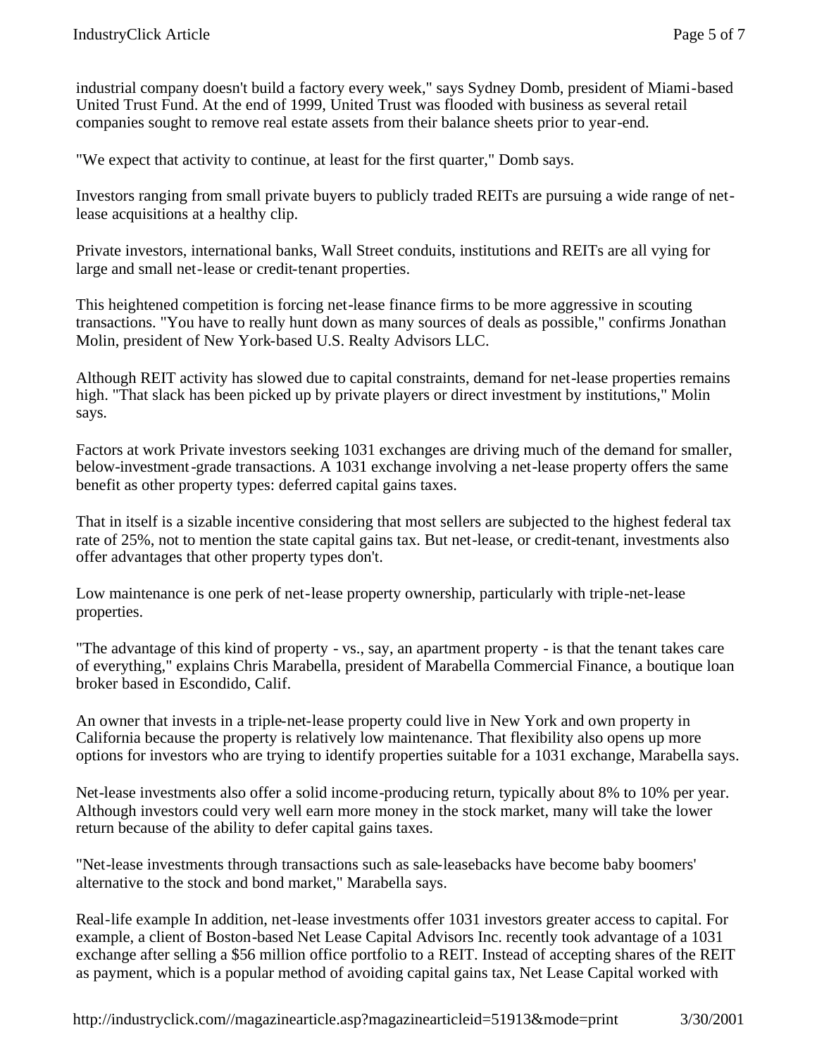industrial company doesn't build a factory every week," says Sydney Domb, president of Miami-based United Trust Fund. At the end of 1999, United Trust was flooded with business as several retail companies sought to remove real estate assets from their balance sheets prior to year-end.

"We expect that activity to continue, at least for the first quarter," Domb says.

Investors ranging from small private buyers to publicly traded REITs are pursuing a wide range of net-lease acquisitions at a healthy clip.

Private investors, international banks, Wall Street conduits, institutions and REITs are all vying for large and small net-lease or credit-tenant properties.

This heightened competition is forcing net-lease finance firms to be more aggressive in scouting transactions. "You have to really hunt down as many sources of deals as possible," confirms Jonathan Molin, president of New York-based U.S. Realty Advisors LLC.

Although REIT activity has slowed due to capital constraints, demand for net-lease properties remains high. "That slack has been picked up by private players or direct investment by institutions," Molin says.

Factors at work Private investors seeking 1031 exchanges are driving much of the demand for smaller, below-investment-grade transactions. A 1031 exchange involving a net-lease property offers the same benefit as other property types: deferred capital gains taxes.

That in itself is a sizable incentive considering that most sellers are subjected to the highest federal tax rate of 25%, not to mention the state capital gains tax. But net-lease, or credit-tenant, investments also offer advantages that other property types don't.

Low maintenance is one perk of net-lease property ownership, particularly with triple-net-lease properties.

"The advantage of this kind of property - vs., say, an apartment property - is that the tenant takes care of everything," explains Chris Marabella, president of Marabella Commercial Finance, a boutique loan broker based in Escondido, Calif.

An owner that invests in a triple-net-lease property could live in New York and own property in California because the property is relatively low maintenance. That flexibility also opens up more options for investors who are trying to identify properties suitable for a 1031 exchange, Marabella says.

Net-lease investments also offer a solid income-producing return, typically about 8% to 10% per year. Although investors could very well earn more money in the stock market, many will take the lower return because of the ability to defer capital gains taxes.

"Net-lease investments through transactions such as sale-leasebacks have become baby boomers' alternative to the stock and bond market," Marabella says.

Real-life example In addition, net-lease investments offer 1031 investors greater access to capital. For example, a client of Boston-based Net Lease Capital Advisors Inc. recently took advantage of a 1031 exchange after selling a $56 million office portfolio to a REIT. Instead of accepting shares of the REIT as payment, which is a popular method of avoiding capital gains tax, Net Lease Capital worked with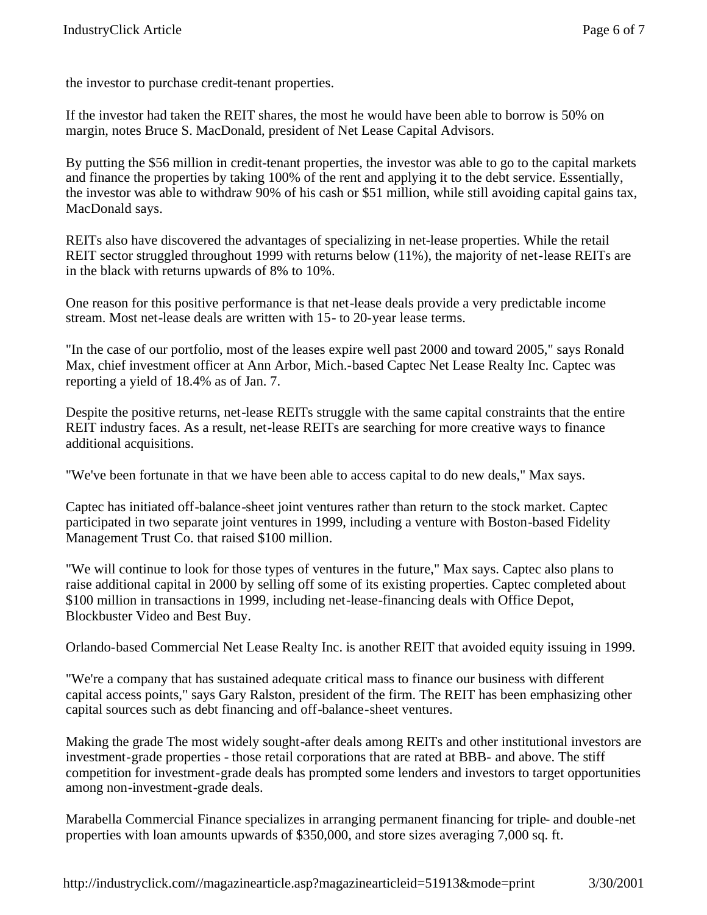the investor to purchase credit-tenant properties.

If the investor had taken the REIT shares, the most he would have been able to borrow is 50% on margin, notes Bruce S. MacDonald, president of Net Lease Capital Advisors.

By putting the $56 million in credit-tenant properties, the investor was able to go to the capital markets and finance the properties by taking 100% of the rent and applying it to the debt service. Essentially, the investor was able to withdraw 90% of his cash or $51 million, while still avoiding capital gains tax, MacDonald says.

REITs also have discovered the advantages of specializing in net-lease properties. While the retail REIT sector struggled throughout 1999 with returns below (11%), the majority of net-lease REITs are in the black with returns upwards of 8% to 10%.

One reason for this positive performance is that net-lease deals provide a very predictable income stream. Most net-lease deals are written with 15- to 20-year lease terms.

"In the case of our portfolio, most of the leases expire well past 2000 and toward 2005," says Ronald Max, chief investment officer at Ann Arbor, Mich.-based Captec Net Lease Realty Inc. Captec was reporting a yield of 18.4% as of Jan. 7.

Despite the positive returns, net-lease REITs struggle with the same capital constraints that the entire REIT industry faces. As a result, net-lease REITs are searching for more creative ways to finance additional acquisitions.

"We've been fortunate in that we have been able to access capital to do new deals," Max says.

Captec has initiated off-balance-sheet joint ventures rather than return to the stock market. Captec participated in two separate joint ventures in 1999, including a venture with Boston-based Fidelity Management Trust Co. that raised $100 million.

"We will continue to look for those types of ventures in the future," Max says. Captec also plans to raise additional capital in 2000 by selling off some of its existing properties. Captec completed about $100 million in transactions in 1999, including net-lease-financing deals with Office Depot, Blockbuster Video and Best Buy.

Orlando-based Commercial Net Lease Realty Inc. is another REIT that avoided equity issuing in 1999.

"We're a company that has sustained adequate critical mass to finance our business with different capital access points," says Gary Ralston, president of the firm. The REIT has been emphasizing other capital sources such as debt financing and off-balance-sheet ventures.

Making the grade The most widely sought-after deals among REITs and other institutional investors are investment-grade properties - those retail corporations that are rated at BBB- and above. The stiff competition for investment-grade deals has prompted some lenders and investors to target opportunities among non-investment-grade deals.

Marabella Commercial Finance specializes in arranging permanent financing for triple- and double-net properties with loan amounts upwards of $350,000, and store sizes averaging 7,000 sq. ft.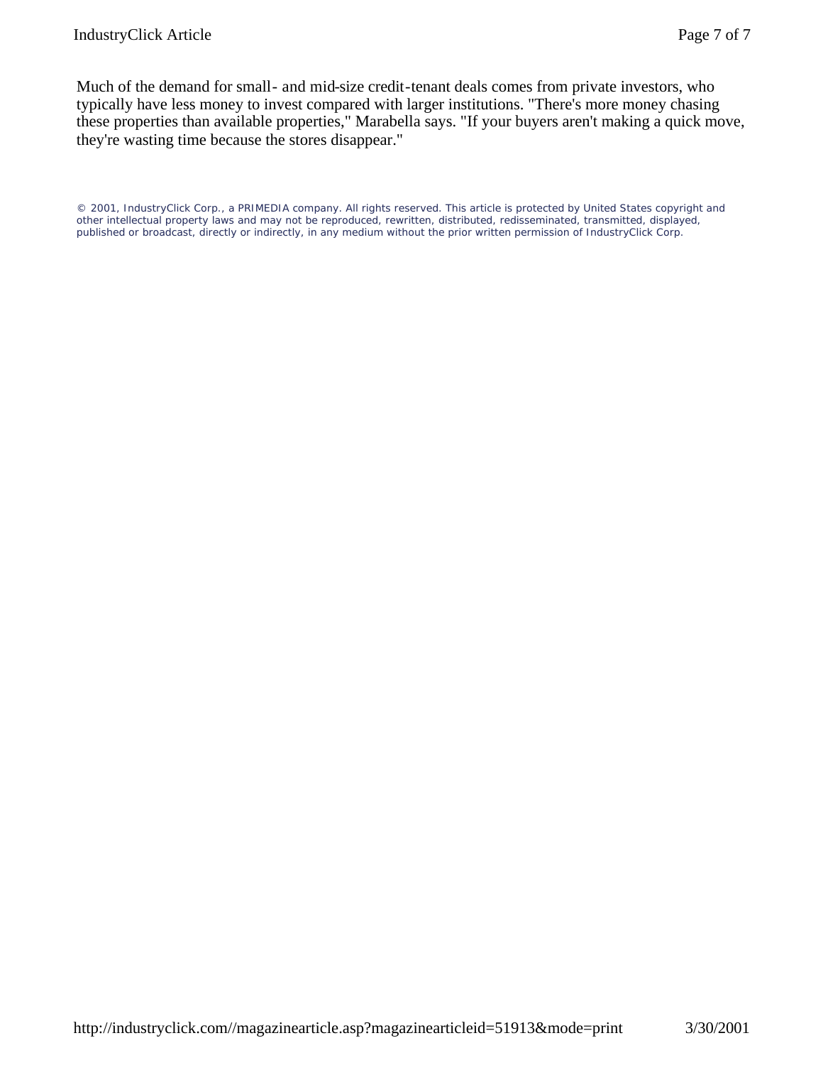Much of the demand for small- and mid-size credit-tenant deals comes from private investors, who typically have less money to invest compared with larger institutions. "There's more money chasing these properties than available properties," Marabella says. "If your buyers aren't making a quick move, they're wasting time because the stores disappear."

© 2001, IndustryClick Corp., a PRIMEDIA company. All rights reserved. This article is protected by United States copyright and other intellectual property laws and may not be reproduced, rewritten, distributed, redisseminated, transmitted, displayed, published or broadcast, directly or indirectly, in any medium without the prior written permission of IndustryClick Corp.